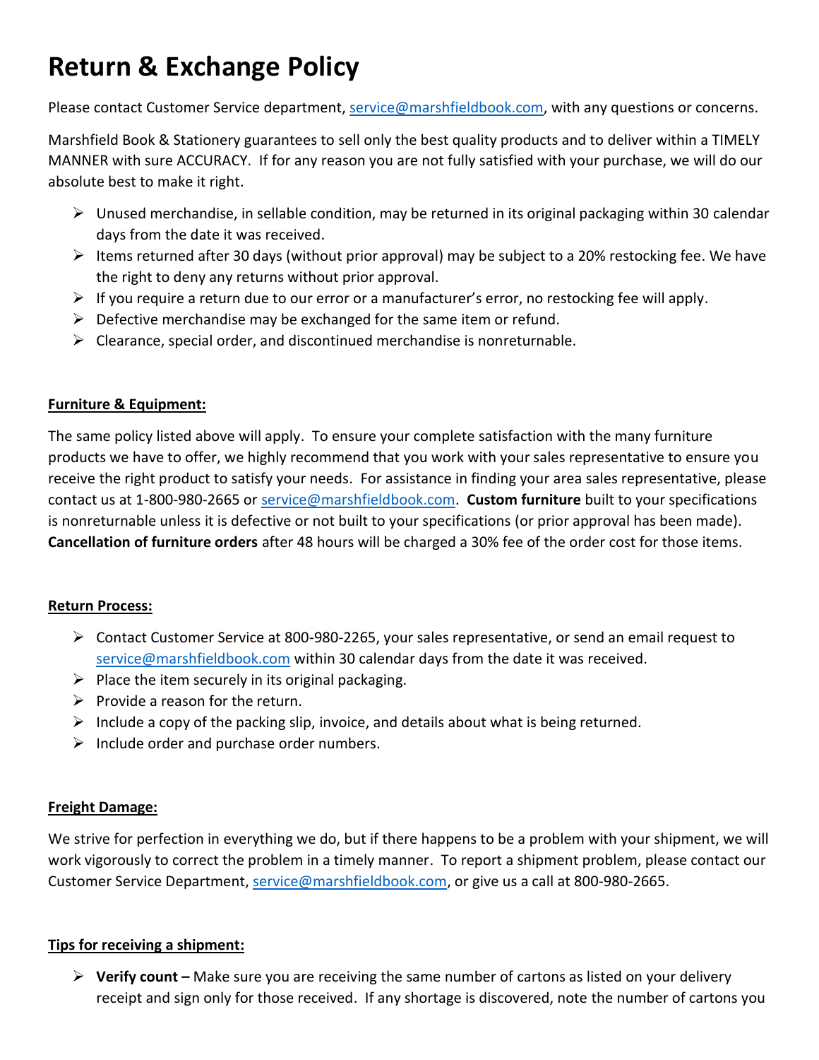# Return & Exchange Policy

Please contact Customer Service department, service@marshfieldbook.com, with any questions or concerns.

Marshfield Book & Stationery guarantees to sell only the best quality products and to deliver within a TIMELY MANNER with sure ACCURACY. If for any reason you are not fully satisfied with your purchase, we will do our absolute best to make it right.

- Unused merchandise, in sellable condition, may be returned in its original packaging within 30 calendar days from the date it was received.
- Items returned after 30 days (without prior approval) may be subject to a 20% restocking fee. We have the right to deny any returns without prior approval.
- If you require a return due to our error or a manufacturer's error, no restocking fee will apply.
- Defective merchandise may be exchanged for the same item or refund.
- Clearance, special order, and discontinued merchandise is nonreturnable.

**Furniture & Equipment:**

The same policy listed above will apply. To ensure your complete satisfaction with the many furniture products we have to offer, we highly recommend that you work with your sales representative to ensure you receive the right product to satisfy your needs. For assistance in finding your area sales representative, please contact us at 1-800-980-2665 or service@marshfieldbook.com. **Custom furniture** built to your specifications is nonreturnable unless it is defective or not built to your specifications (or prior approval has been made). **Cancellation of furniture orders** after 48 hours will be charged a 30% fee of the order cost for those items.

**Return Process:**

- Contact Customer Service at 800-980-2265, your sales representative, or send an email request to service@marshfieldbook.com within 30 calendar days from the date it was received.
- Place the item securely in its original packaging.
- Provide a reason for the return.
- Include a copy of the packing slip, invoice, and details about what is being returned.
- Include order and purchase order numbers.

**Freight Damage:**

We strive for perfection in everything we do, but if there happens to be a problem with your shipment, we will work vigorously to correct the problem in a timely manner. To report a shipment problem, please contact our Customer Service Department, service@marshfieldbook.com, or give us a call at 800-980-2665.

**Tips for receiving a shipment:**

- **Verify count –** Make sure you are receiving the same number of cartons as listed on your delivery receipt and sign only for those received. If any shortage is discovered, note the number of cartons you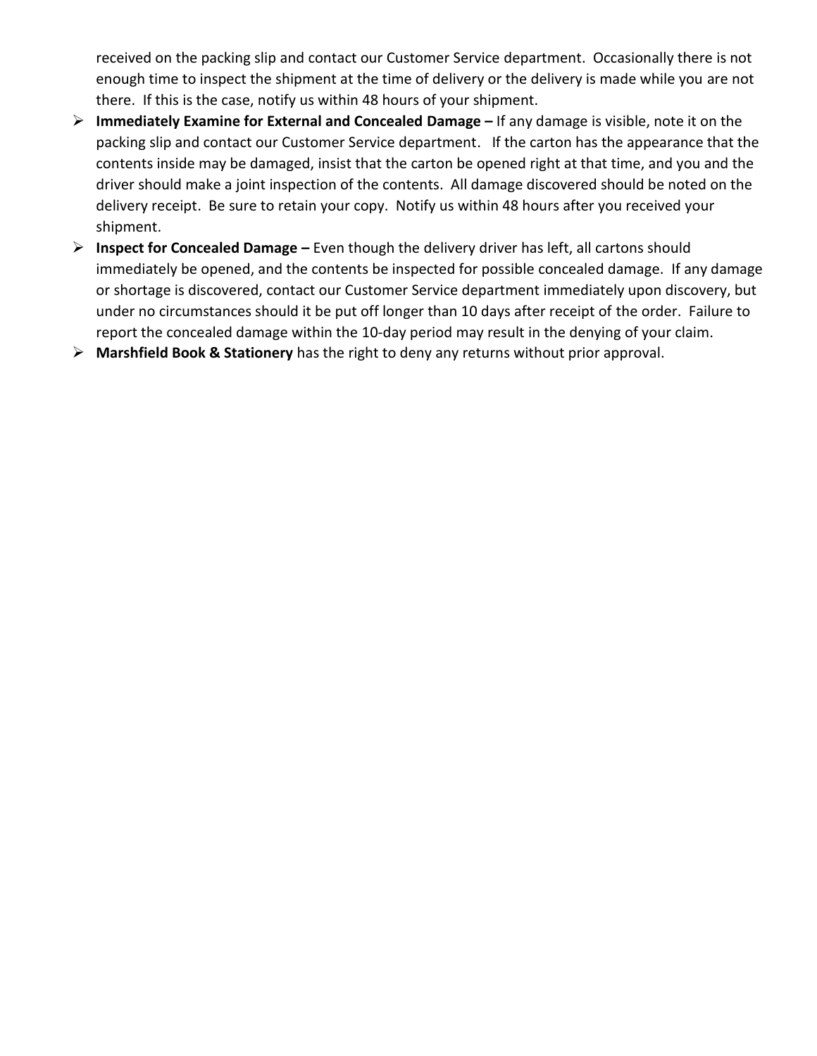received on the packing slip and contact our Customer Service department. Occasionally there is not enough time to inspect the shipment at the time of delivery or the delivery is made while you are not there. If this is the case, notify us within 48 hours of your shipment.

- **Immediately Examine for External and Concealed Damage –** If any damage is visible, note it on the packing slip and contact our Customer Service department. If the carton has the appearance that the contents inside may be damaged, insist that the carton be opened right at that time, and you and the driver should make a joint inspection of the contents. All damage discovered should be noted on the delivery receipt. Be sure to retain your copy. Notify us within 48 hours after you received your shipment.
- **Inspect for Concealed Damage –** Even though the delivery driver has left, all cartons should immediately be opened, and the contents be inspected for possible concealed damage. If any damage or shortage is discovered, contact our Customer Service department immediately upon discovery, but under no circumstances should it be put off longer than 10 days after receipt of the order. Failure to report the concealed damage within the 10-day period may result in the denying of your claim.
- **Marshfield Book & Stationery** has the right to deny any returns without prior approval.